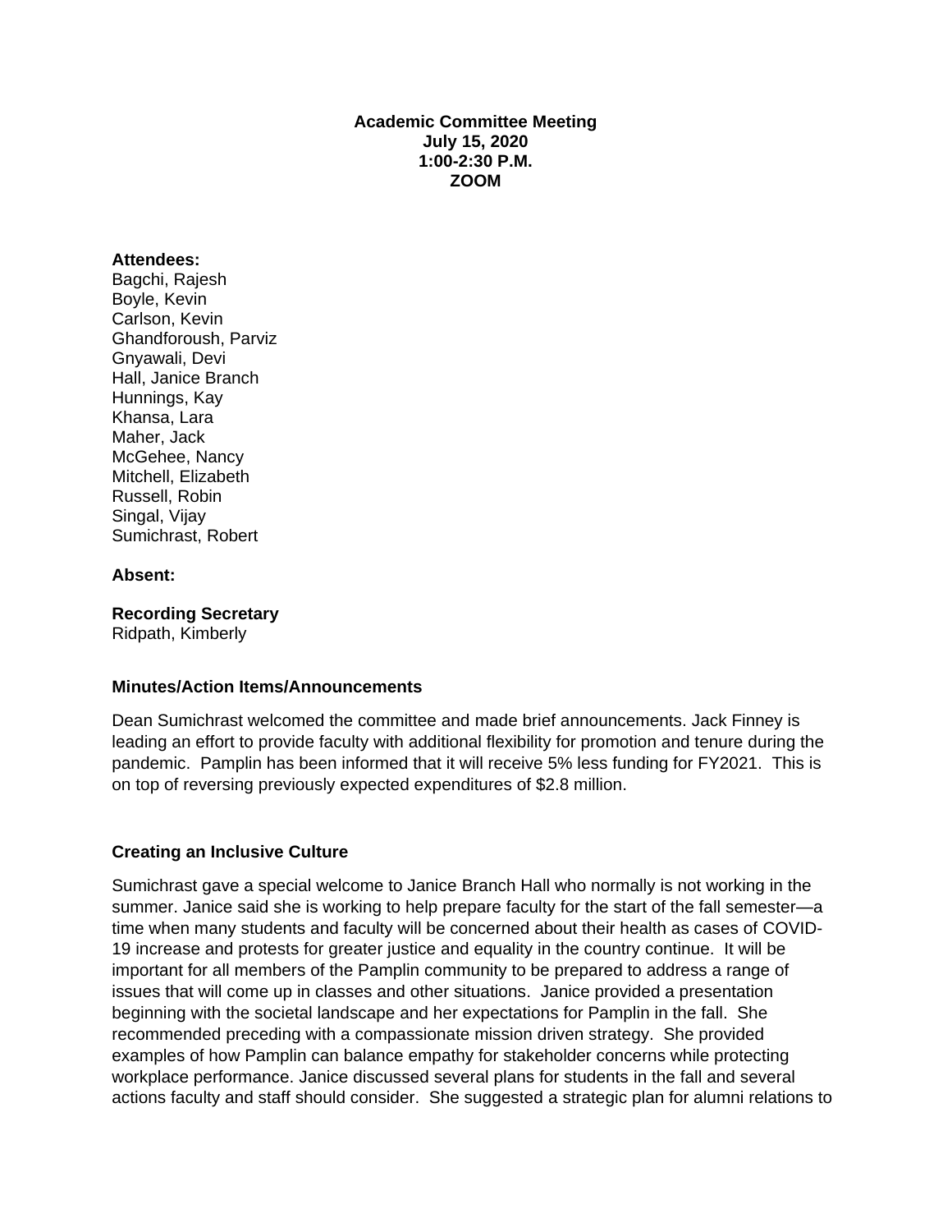**Academic Committee Meeting**
**July 15, 2020**
**1:00-2:30 P.M.**
**ZOOM**

**Attendees:**
Bagchi, Rajesh
Boyle, Kevin
Carlson, Kevin
Ghandforoush, Parviz
Gnyawali, Devi
Hall, Janice Branch
Hunnings, Kay
Khansa, Lara
Maher, Jack
McGehee, Nancy
Mitchell, Elizabeth
Russell, Robin
Singal, Vijay
Sumichrast, Robert

**Absent:**

**Recording Secretary**
Ridpath, Kimberly

**Minutes/Action Items/Announcements**

Dean Sumichrast welcomed the committee and made brief announcements. Jack Finney is leading an effort to provide faculty with additional flexibility for promotion and tenure during the pandemic. Pamplin has been informed that it will receive 5% less funding for FY2021. This is on top of reversing previously expected expenditures of $2.8 million.

**Creating an Inclusive Culture**

Sumichrast gave a special welcome to Janice Branch Hall who normally is not working in the summer. Janice said she is working to help prepare faculty for the start of the fall semester—a time when many students and faculty will be concerned about their health as cases of COVID-19 increase and protests for greater justice and equality in the country continue. It will be important for all members of the Pamplin community to be prepared to address a range of issues that will come up in classes and other situations. Janice provided a presentation beginning with the societal landscape and her expectations for Pamplin in the fall. She recommended preceding with a compassionate mission driven strategy. She provided examples of how Pamplin can balance empathy for stakeholder concerns while protecting workplace performance. Janice discussed several plans for students in the fall and several actions faculty and staff should consider. She suggested a strategic plan for alumni relations to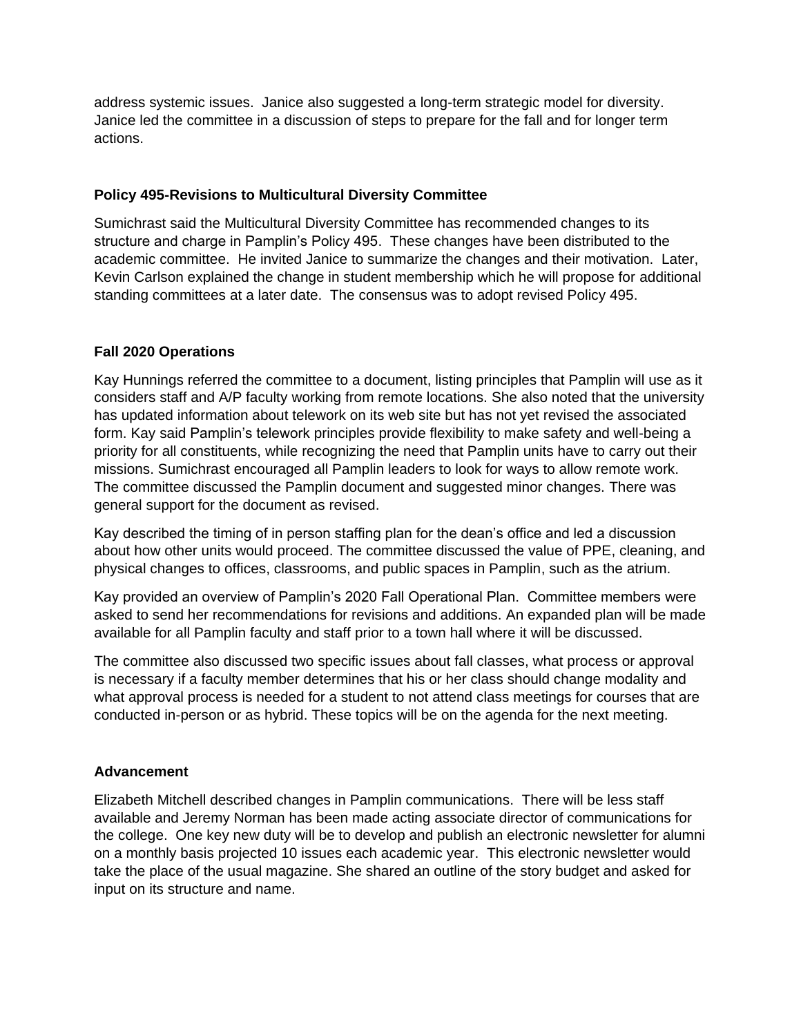address systemic issues. Janice also suggested a long-term strategic model for diversity. Janice led the committee in a discussion of steps to prepare for the fall and for longer term actions.

**Policy 495-Revisions to Multicultural Diversity Committee**

Sumichrast said the Multicultural Diversity Committee has recommended changes to its structure and charge in Pamplin's Policy 495. These changes have been distributed to the academic committee. He invited Janice to summarize the changes and their motivation. Later, Kevin Carlson explained the change in student membership which he will propose for additional standing committees at a later date. The consensus was to adopt revised Policy 495.

**Fall 2020 Operations**

Kay Hunnings referred the committee to a document, listing principles that Pamplin will use as it considers staff and A/P faculty working from remote locations. She also noted that the university has updated information about telework on its web site but has not yet revised the associated form. Kay said Pamplin's telework principles provide flexibility to make safety and well-being a priority for all constituents, while recognizing the need that Pamplin units have to carry out their missions. Sumichrast encouraged all Pamplin leaders to look for ways to allow remote work. The committee discussed the Pamplin document and suggested minor changes. There was general support for the document as revised.

Kay described the timing of in person staffing plan for the dean's office and led a discussion about how other units would proceed. The committee discussed the value of PPE, cleaning, and physical changes to offices, classrooms, and public spaces in Pamplin, such as the atrium.

Kay provided an overview of Pamplin's 2020 Fall Operational Plan. Committee members were asked to send her recommendations for revisions and additions. An expanded plan will be made available for all Pamplin faculty and staff prior to a town hall where it will be discussed.

The committee also discussed two specific issues about fall classes, what process or approval is necessary if a faculty member determines that his or her class should change modality and what approval process is needed for a student to not attend class meetings for courses that are conducted in-person or as hybrid. These topics will be on the agenda for the next meeting.

**Advancement**

Elizabeth Mitchell described changes in Pamplin communications. There will be less staff available and Jeremy Norman has been made acting associate director of communications for the college. One key new duty will be to develop and publish an electronic newsletter for alumni on a monthly basis projected 10 issues each academic year. This electronic newsletter would take the place of the usual magazine. She shared an outline of the story budget and asked for input on its structure and name.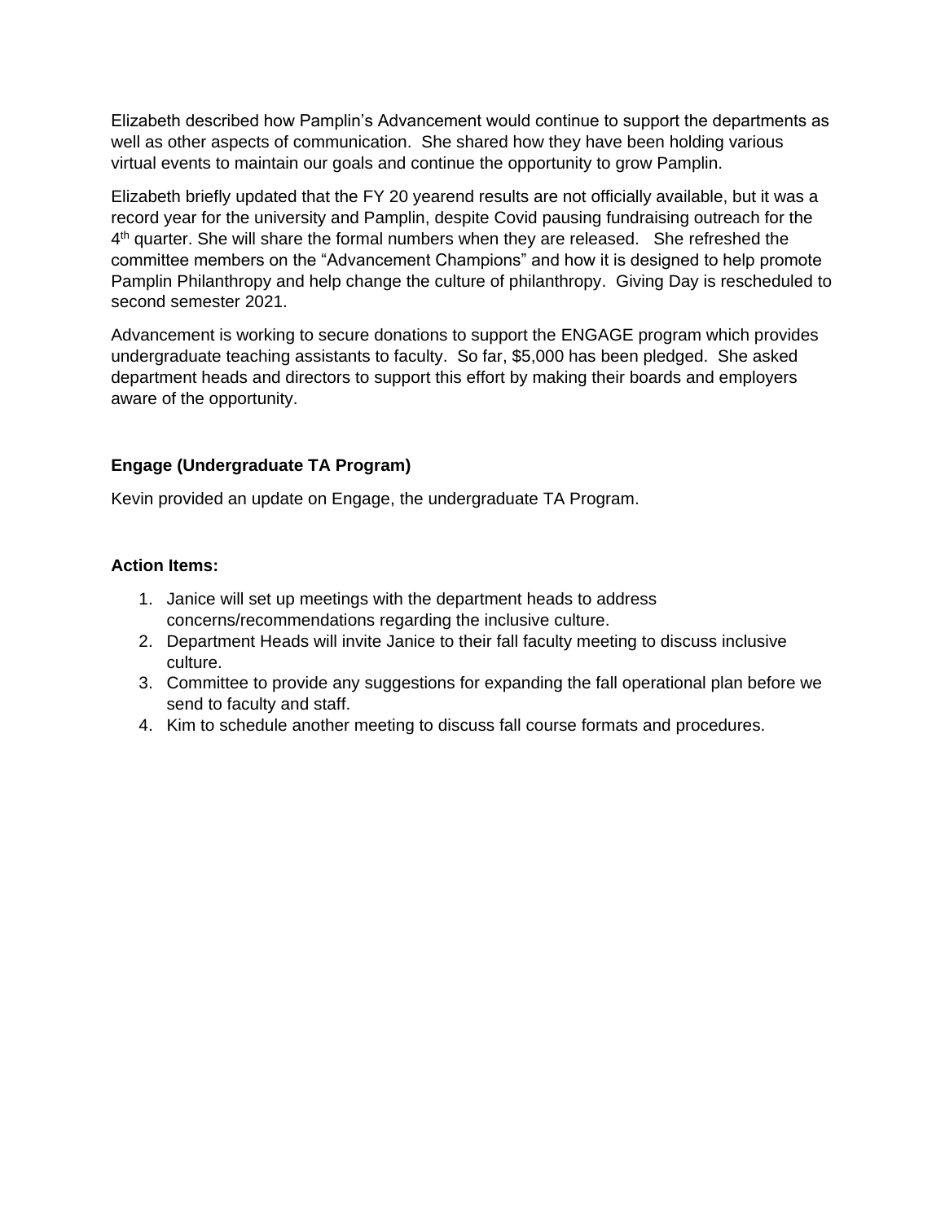Elizabeth described how Pamplin's Advancement would continue to support the departments as well as other aspects of communication. She shared how they have been holding various virtual events to maintain our goals and continue the opportunity to grow Pamplin.

Elizabeth briefly updated that the FY 20 yearend results are not officially available, but it was a record year for the university and Pamplin, despite Covid pausing fundraising outreach for the 4th quarter. She will share the formal numbers when they are released. She refreshed the committee members on the "Advancement Champions" and how it is designed to help promote Pamplin Philanthropy and help change the culture of philanthropy. Giving Day is rescheduled to second semester 2021.

Advancement is working to secure donations to support the ENGAGE program which provides undergraduate teaching assistants to faculty. So far, $5,000 has been pledged. She asked department heads and directors to support this effort by making their boards and employers aware of the opportunity.

**Engage (Undergraduate TA Program)**

Kevin provided an update on Engage, the undergraduate TA Program.

**Action Items:**

1. Janice will set up meetings with the department heads to address concerns/recommendations regarding the inclusive culture.
2. Department Heads will invite Janice to their fall faculty meeting to discuss inclusive culture.
3. Committee to provide any suggestions for expanding the fall operational plan before we send to faculty and staff.
4. Kim to schedule another meeting to discuss fall course formats and procedures.